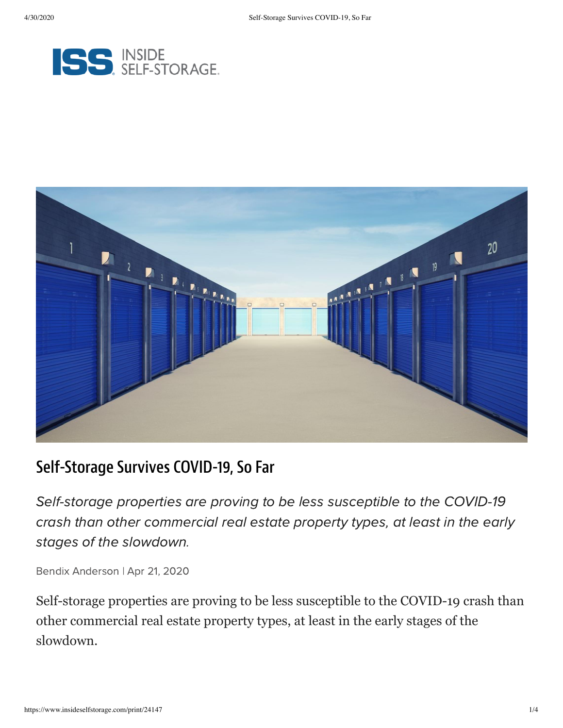# Self-Storage Survives COVID-19, So Far

*Self-storage properties are proving to be less susceptible to the COVID-19 crash than other commercial real estate property types, at least in the early stages of the slowdown.*

Bendix Anderson | Apr 21, 2020

Self-storage properties are proving to be less susceptible to the COVID-19 crash than other commercial real estate property types, at least in the early stages of the slowdown.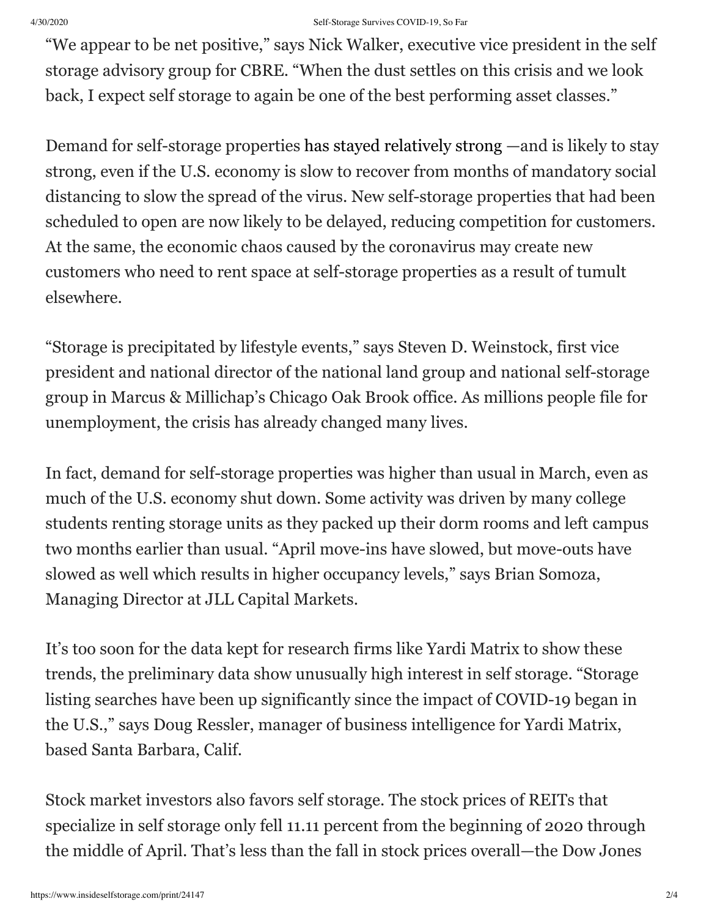"We appear to be net positive," says Nick Walker, executive vice president in the self storage advisory group for CBRE. "When the dust settles on this crisis and we look back, I expect self storage to again be one of the best performing asset classes."

Demand for self-storage properties has stayed relatively strong —and is likely to stay strong, even if the U.S. economy is slow to recover from months of mandatory social distancing to slow the spread of the virus. New self-storage properties that had been scheduled to open are now likely to be delayed, reducing competition for customers. At the same, the economic chaos caused by the coronavirus may create new customers who need to rent space at self-storage properties as a result of tumult elsewhere.

"Storage is precipitated by lifestyle events," says Steven D. Weinstock, first vice president and national director of the national land group and national self-storage group in Marcus & Millichap's Chicago Oak Brook office. As millions people file for unemployment, the crisis has already changed many lives.

In fact, demand for self-storage properties was higher than usual in March, even as much of the U.S. economy shut down. Some activity was driven by many college students renting storage units as they packed up their dorm rooms and left campus two months earlier than usual. "April move-ins have slowed, but move-outs have slowed as well which results in higher occupancy levels," says Brian Somoza, Managing Director at JLL Capital Markets.

It's too soon for the data kept for research firms like Yardi Matrix to show these trends, the preliminary data show unusually high interest in self storage. "Storage listing searches have been up significantly since the impact of COVID-19 began in the U.S.," says Doug Ressler, manager of business intelligence for Yardi Matrix, based Santa Barbara, Calif.

Stock market investors also favors self storage. The stock prices of REITs that specialize in self storage only fell 11.11 percent from the beginning of 2020 through the middle of April. That's less than the fall in stock prices overall—the Dow Jones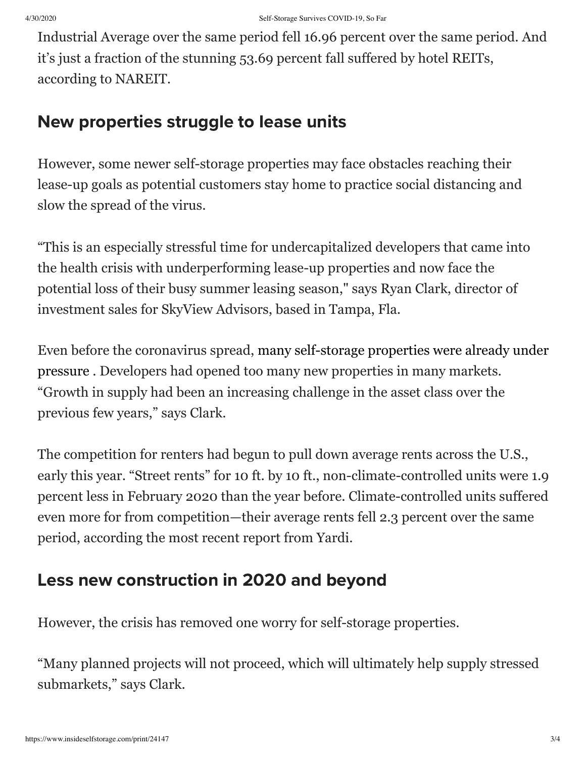Industrial Average over the same period fell 16.96 percent over the same period. And it's just a fraction of the stunning 53.69 percent fall suffered by hotel REITs, according to NAREIT.

## New properties struggle to lease units

However, some newer self-storage properties may face obstacles reaching their lease-up goals as potential customers stay home to practice social distancing and slow the spread of the virus.

"This is an especially stressful time for undercapitalized developers that came into the health crisis with underperforming lease-up properties and now face the potential loss of their busy summer leasing season," says Ryan Clark, director of investment sales for SkyView Advisors, based in Tampa, Fla.

Even before the coronavirus spread, many self-storage properties were already under pressure . Developers had opened too many new properties in many markets. "Growth in supply had been an increasing challenge in the asset class over the previous few years," says Clark.

The competition for renters had begun to pull down average rents across the U.S., early this year. "Street rents" for 10 ft. by 10 ft., non-climate-controlled units were 1.9 percent less in February 2020 than the year before. Climate-controlled units suffered even more for from competition—their average rents fell 2.3 percent over the same period, according the most recent report from Yardi.

## Less new construction in 2020 and beyond

However, the crisis has removed one worry for self-storage properties.

"Many planned projects will not proceed, which will ultimately help supply stressed submarkets," says Clark.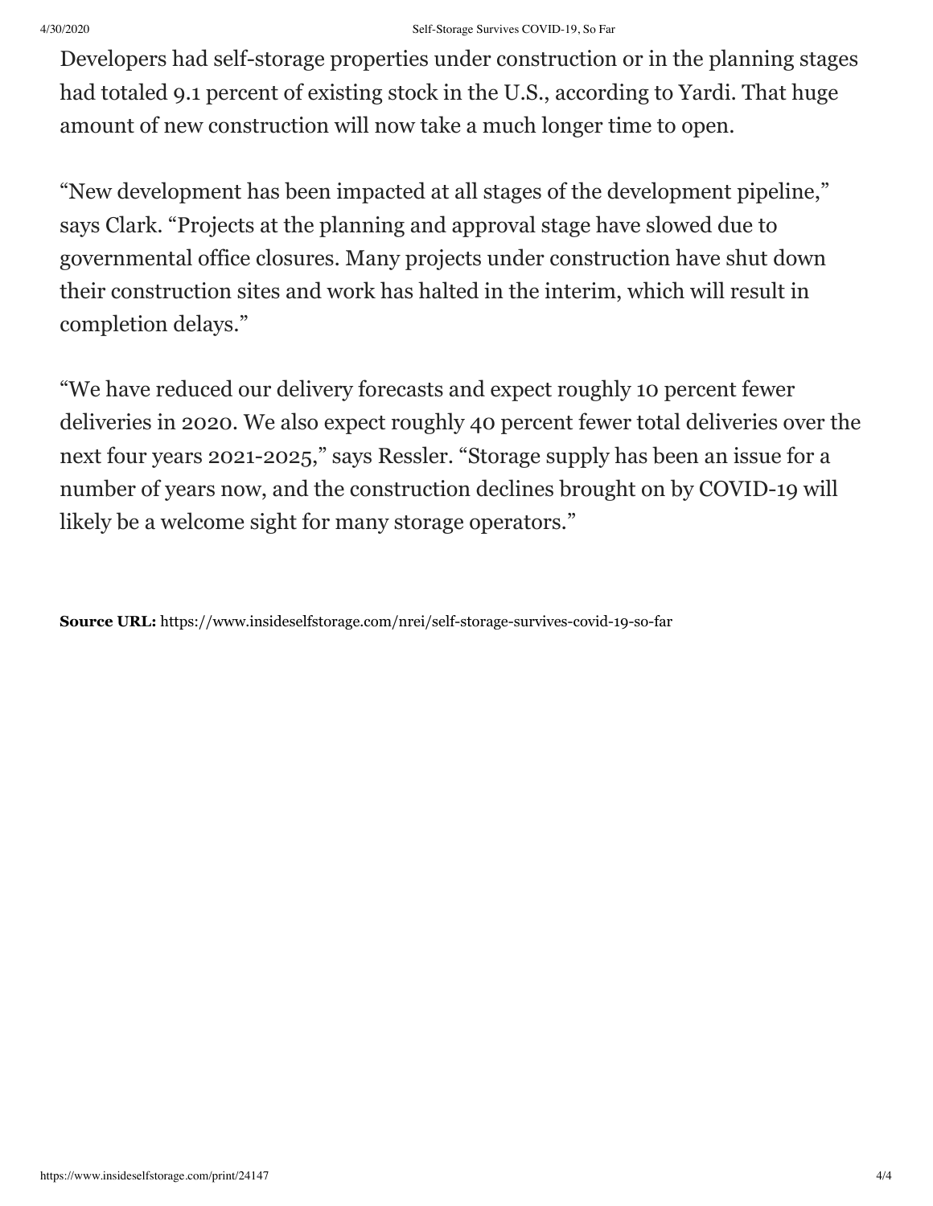Developers had self-storage properties under construction or in the planning stages had totaled 9.1 percent of existing stock in the U.S., according to Yardi. That huge amount of new construction will now take a much longer time to open.

“New development has been impacted at all stages of the development pipeline,” says Clark. “Projects at the planning and approval stage have slowed due to governmental office closures. Many projects under construction have shut down their construction sites and work has halted in the interim, which will result in completion delays.”

“We have reduced our delivery forecasts and expect roughly 10 percent fewer deliveries in 2020. We also expect roughly 40 percent fewer total deliveries over the next four years 2021-2025,” says Ressler. “Storage supply has been an issue for a number of years now, and the construction declines brought on by COVID-19 will likely be a welcome sight for many storage operators.”

**Source URL:** https://www.insideselfstorage.com/nrei/self-storage-survives-covid-19-so-far